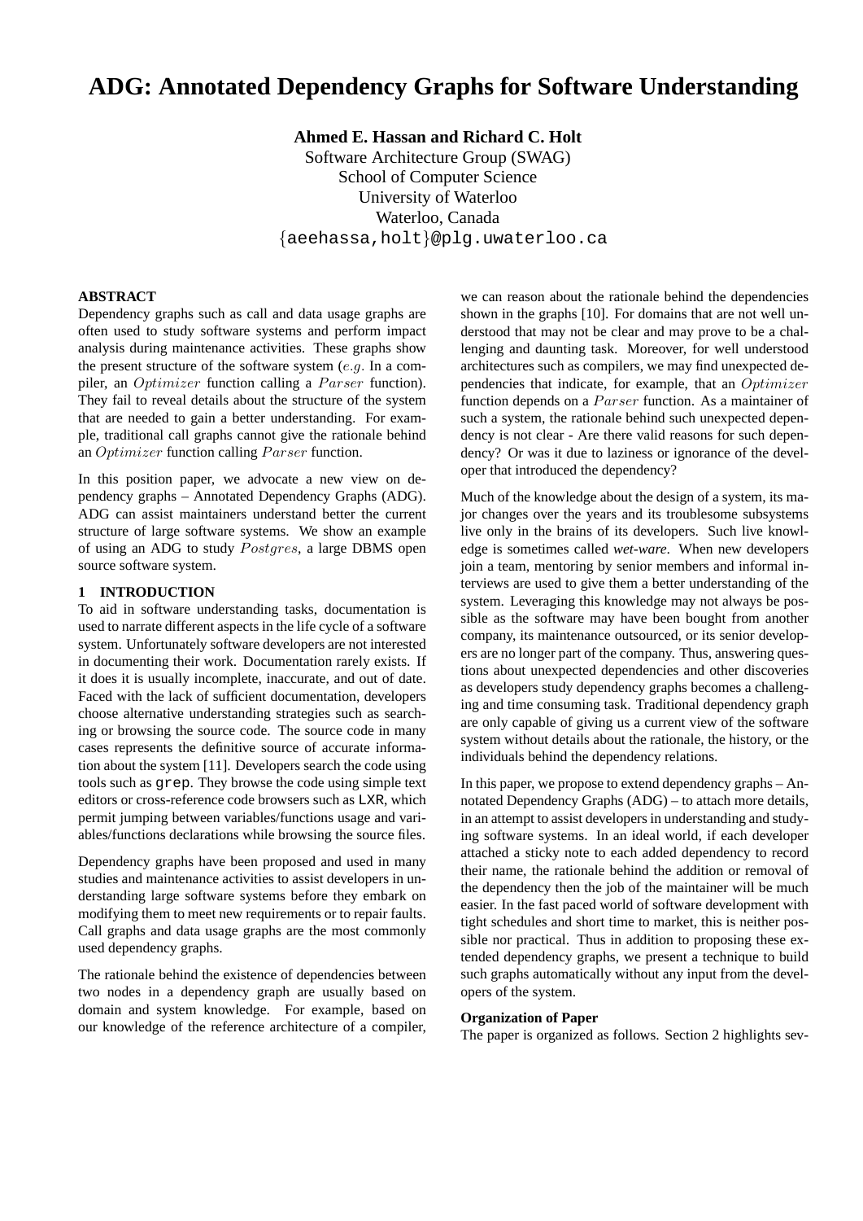# ADG: Annotated Dependency Graphs for Software Understanding

**Ahmed E. Hassan and Richard C. Holt**

Software Architecture Group (SWAG)
School of Computer Science
University of Waterloo
Waterloo, Canada
{aeehassa,holt}@plg.uwaterloo.ca

### ABSTRACT

Dependency graphs such as call and data usage graphs are often used to study software systems and perform impact analysis during maintenance activities. These graphs show the present structure of the software system ($e.g.$ In a compiler, an $Optimizer$ function calling a $Parser$ function). They fail to reveal details about the structure of the system that are needed to gain a better understanding. For example, traditional call graphs cannot give the rationale behind an $Optimizer$ function calling $Parser$ function.

In this position paper, we advocate a new view on dependency graphs – Annotated Dependency Graphs (ADG). ADG can assist maintainers understand better the current structure of large software systems. We show an example of using an ADG to study $Postgres$, a large DBMS open source software system.

### 1 INTRODUCTION

To aid in software understanding tasks, documentation is used to narrate different aspects in the life cycle of a software system. Unfortunately software developers are not interested in documenting their work. Documentation rarely exists. If it does it is usually incomplete, inaccurate, and out of date. Faced with the lack of sufficient documentation, developers choose alternative understanding strategies such as searching or browsing the source code. The source code in many cases represents the definitive source of accurate information about the system [11]. Developers search the code using tools such as `grep`. They browse the code using simple text editors or cross-reference code browsers such as LXR, which permit jumping between variables/functions usage and variables/functions declarations while browsing the source files.

Dependency graphs have been proposed and used in many studies and maintenance activities to assist developers in understanding large software systems before they embark on modifying them to meet new requirements or to repair faults. Call graphs and data usage graphs are the most commonly used dependency graphs.

The rationale behind the existence of dependencies between two nodes in a dependency graph are usually based on domain and system knowledge. For example, based on our knowledge of the reference architecture of a compiler, we can reason about the rationale behind the dependencies shown in the graphs [10]. For domains that are not well understood that may not be clear and may prove to be a challenging and daunting task. Moreover, for well understood architectures such as compilers, we may find unexpected dependencies that indicate, for example, that an $Optimizer$ function depends on a $Parser$ function. As a maintainer of such a system, the rationale behind such unexpected dependency is not clear - Are there valid reasons for such dependency? Or was it due to laziness or ignorance of the developer that introduced the dependency?

Much of the knowledge about the design of a system, its major changes over the years and its troublesome subsystems live only in the brains of its developers. Such live knowledge is sometimes called *wet-ware*. When new developers join a team, mentoring by senior members and informal interviews are used to give them a better understanding of the system. Leveraging this knowledge may not always be possible as the software may have been bought from another company, its maintenance outsourced, or its senior developers are no longer part of the company. Thus, answering questions about unexpected dependencies and other discoveries as developers study dependency graphs becomes a challenging and time consuming task. Traditional dependency graph are only capable of giving us a current view of the software system without details about the rationale, the history, or the individuals behind the dependency relations.

In this paper, we propose to extend dependency graphs – Annotated Dependency Graphs (ADG) – to attach more details, in an attempt to assist developers in understanding and studying software systems. In an ideal world, if each developer attached a sticky note to each added dependency to record their name, the rationale behind the addition or removal of the dependency then the job of the maintainer will be much easier. In the fast paced world of software development with tight schedules and short time to market, this is neither possible nor practical. Thus in addition to proposing these extended dependency graphs, we present a technique to build such graphs automatically without any input from the developers of the system.

#### Organization of Paper

The paper is organized as follows. Section 2 highlights sev-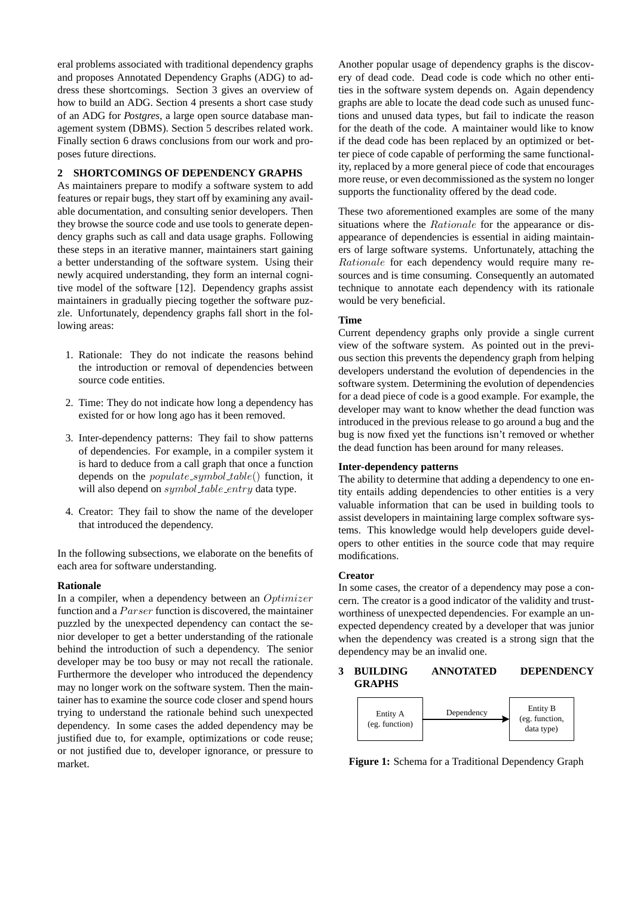eral problems associated with traditional dependency graphs and proposes Annotated Dependency Graphs (ADG) to address these shortcomings. Section 3 gives an overview of how to build an ADG. Section 4 presents a short case study of an ADG for *Postgres*, a large open source database management system (DBMS). Section 5 describes related work. Finally section 6 draws conclusions from our work and proposes future directions.

## 2 SHORTCOMINGS OF DEPENDENCY GRAPHS

As maintainers prepare to modify a software system to add features or repair bugs, they start off by examining any available documentation, and consulting senior developers. Then they browse the source code and use tools to generate dependency graphs such as call and data usage graphs. Following these steps in an iterative manner, maintainers start gaining a better understanding of the software system. Using their newly acquired understanding, they form an internal cognitive model of the software [12]. Dependency graphs assist maintainers in gradually piecing together the software puzzle. Unfortunately, dependency graphs fall short in the following areas:

1. Rationale: They do not indicate the reasons behind the introduction or removal of dependencies between source code entities.
2. Time: They do not indicate how long a dependency has existed for or how long ago has it been removed.
3. Inter-dependency patterns: They fail to show patterns of dependencies. For example, in a compiler system it is hard to deduce from a call graph that once a function depends on the $populate\_symbol\_table()$ function, it will also depend on $symbol\_table\_entry$ data type.
4. Creator: They fail to show the name of the developer that introduced the dependency.

In the following subsections, we elaborate on the benefits of each area for software understanding.

### Rationale

In a compiler, when a dependency between an $Optimizer$ function and a $Parser$ function is discovered, the maintainer puzzled by the unexpected dependency can contact the senior developer to get a better understanding of the rationale behind the introduction of such a dependency. The senior developer may be too busy or may not recall the rationale. Furthermore the developer who introduced the dependency may no longer work on the software system. Then the maintainer has to examine the source code closer and spend hours trying to understand the rationale behind such unexpected dependency. In some cases the added dependency may be justified due to, for example, optimizations or code reuse; or not justified due to, developer ignorance, or pressure to market.

Another popular usage of dependency graphs is the discovery of dead code. Dead code is code which no other entities in the software system depends on. Again dependency graphs are able to locate the dead code such as unused functions and unused data types, but fail to indicate the reason for the death of the code. A maintainer would like to know if the dead code has been replaced by an optimized or better piece of code capable of performing the same functionality, replaced by a more general piece of code that encourages more reuse, or even decommissioned as the system no longer supports the functionality offered by the dead code.

These two aforementioned examples are some of the many situations where the $Rationale$ for the appearance or disappearance of dependencies is essential in aiding maintainers of large software systems. Unfortunately, attaching the $Rationale$ for each dependency would require many resources and is time consuming. Consequently an automated technique to annotate each dependency with its rationale would be very beneficial.

### Time

Current dependency graphs only provide a single current view of the software system. As pointed out in the previous section this prevents the dependency graph from helping developers understand the evolution of dependencies in the software system. Determining the evolution of dependencies for a dead piece of code is a good example. For example, the developer may want to know whether the dead function was introduced in the previous release to go around a bug and the bug is now fixed yet the functions isn't removed or whether the dead function has been around for many releases.

### Inter-dependency patterns

The ability to determine that adding a dependency to one entity entails adding dependencies to other entities is a very valuable information that can be used in building tools to assist developers in maintaining large complex software systems. This knowledge would help developers guide developers to other entities in the source code that may require modifications.

### Creator

In some cases, the creator of a dependency may pose a concern. The creator is a good indicator of the validity and trustworthiness of unexpected dependencies. For example an unexpected dependency created by a developer that was junior when the dependency was created is a strong sign that the dependency may be an invalid one.

## 3 BUILDING ANNOTATED DEPENDENCY GRAPHS

Entity A (eg. function) → Dependency → Entity B (eg. function, data type)

**Figure 1:** Schema for a Traditional Dependency Graph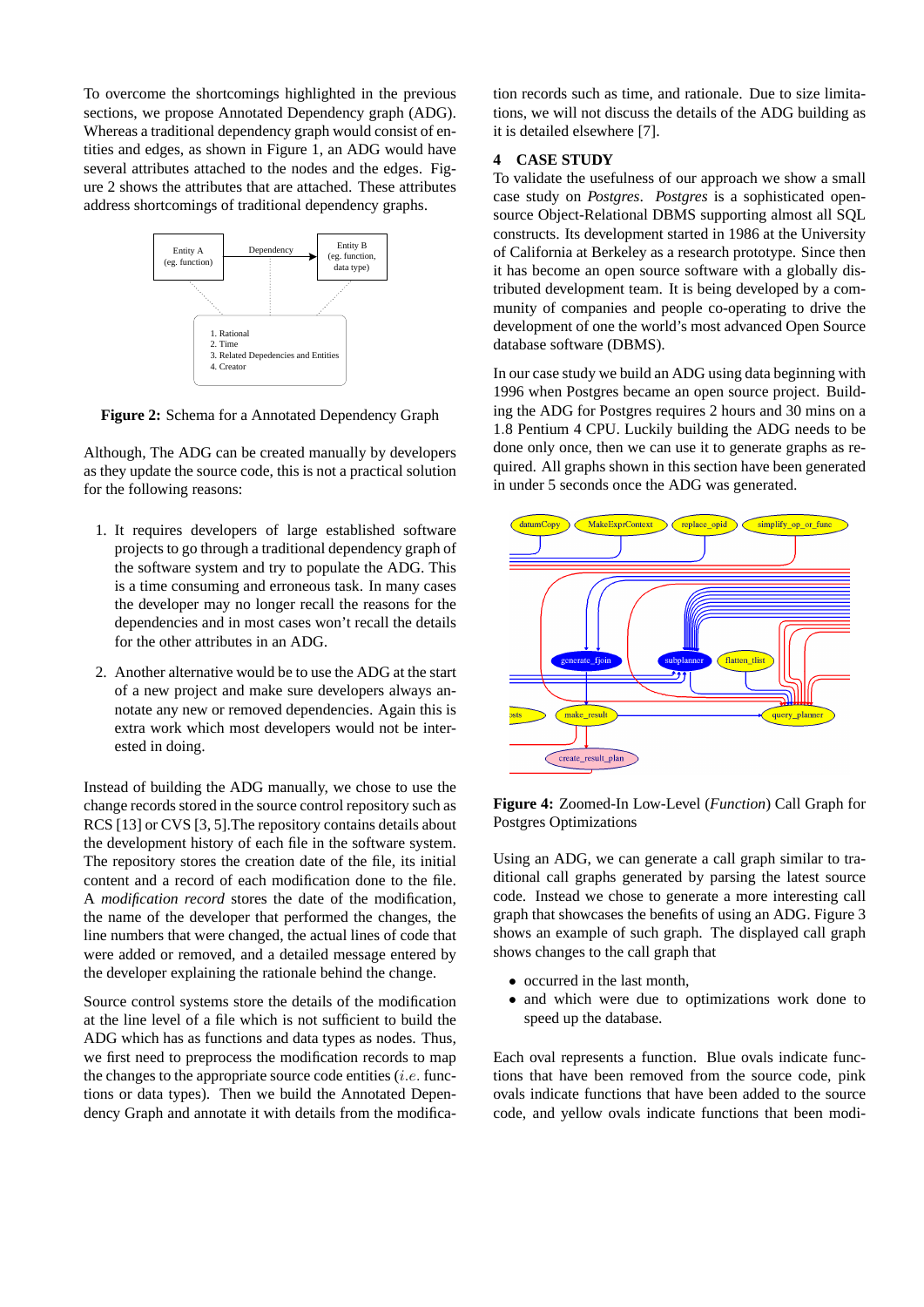To overcome the shortcomings highlighted in the previous sections, we propose Annotated Dependency graph (ADG). Whereas a traditional dependency graph would consist of entities and edges, as shown in Figure 1, an ADG would have several attributes attached to the nodes and the edges. Figure 2 shows the attributes that are attached. These attributes address shortcomings of traditional dependency graphs.

Entity A (eg. function) — Dependency → Entity B (eg. function, data type)

1. Rational
2. Time
3. Related Depedencies and Entities
4. Creator

**Figure 2:** Schema for a Annotated Dependency Graph

Although, The ADG can be created manually by developers as they update the source code, this is not a practical solution for the following reasons:

1. It requires developers of large established software projects to go through a traditional dependency graph of the software system and try to populate the ADG. This is a time consuming and erroneous task. In many cases the developer may no longer recall the reasons for the dependencies and in most cases won't recall the details for the other attributes in an ADG.

2. Another alternative would be to use the ADG at the start of a new project and make sure developers always annotate any new or removed dependencies. Again this is extra work which most developers would not be interested in doing.

Instead of building the ADG manually, we chose to use the change records stored in the source control repository such as RCS [13] or CVS [3, 5].The repository contains details about the development history of each file in the software system. The repository stores the creation date of the file, its initial content and a record of each modification done to the file. A *modification record* stores the date of the modification, the name of the developer that performed the changes, the line numbers that were changed, the actual lines of code that were added or removed, and a detailed message entered by the developer explaining the rationale behind the change.

Source control systems store the details of the modification at the line level of a file which is not sufficient to build the ADG which has as functions and data types as nodes. Thus, we first need to preprocess the modification records to map the changes to the appropriate source code entities (*i.e.* functions or data types). Then we build the Annotated Dependency Graph and annotate it with details from the modification records such as time, and rationale. Due to size limitations, we will not discuss the details of the ADG building as it is detailed elsewhere [7].

## 4 CASE STUDY

To validate the usefulness of our approach we show a small case study on *Postgres*. *Postgres* is a sophisticated open-source Object-Relational DBMS supporting almost all SQL constructs. Its development started in 1986 at the University of California at Berkeley as a research prototype. Since then it has become an open source software with a globally distributed development team. It is being developed by a community of companies and people co-operating to drive the development of one the world's most advanced Open Source database software (DBMS).

In our case study we build an ADG using data beginning with 1996 when Postgres became an open source project. Building the ADG for Postgres requires 2 hours and 30 mins on a 1.8 Pentium 4 CPU. Luckily building the ADG needs to be done only once, then we can use it to generate graphs as required. All graphs shown in this section have been generated in under 5 seconds once the ADG was generated.

**Figure 4:** Zoomed-In Low-Level (*Function*) Call Graph for Postgres Optimizations

Using an ADG, we can generate a call graph similar to traditional call graphs generated by parsing the latest source code. Instead we chose to generate a more interesting call graph that showcases the benefits of using an ADG. Figure 3 shows an example of such graph. The displayed call graph shows changes to the call graph that

- occurred in the last month,
- and which were due to optimizations work done to speed up the database.

Each oval represents a function. Blue ovals indicate functions that have been removed from the source code, pink ovals indicate functions that have been added to the source code, and yellow ovals indicate functions that been modi-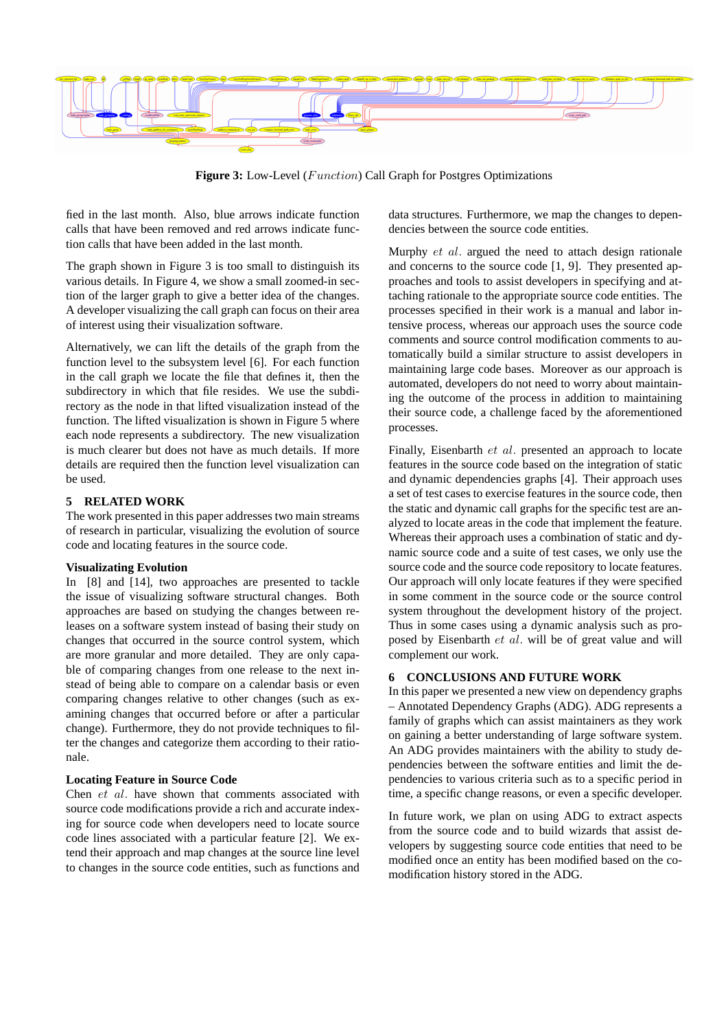**Figure 3:** Low-Level (*Function*) Call Graph for Postgres Optimizations

fied in the last month. Also, blue arrows indicate function calls that have been removed and red arrows indicate function calls that have been added in the last month.

The graph shown in Figure 3 is too small to distinguish its various details. In Figure 4, we show a small zoomed-in section of the larger graph to give a better idea of the changes. A developer visualizing the call graph can focus on their area of interest using their visualization software.

Alternatively, we can lift the details of the graph from the function level to the subsystem level [6]. For each function in the call graph we locate the file that defines it, then the subdirectory in which that file resides. We use the subdirectory as the node in that lifted visualization instead of the function. The lifted visualization is shown in Figure 5 where each node represents a subdirectory. The new visualization is much clearer but does not have as much details. If more details are required then the function level visualization can be used.

## 5 RELATED WORK

The work presented in this paper addresses two main streams of research in particular, visualizing the evolution of source code and locating features in the source code.

### Visualizating Evolution

In [8] and [14], two approaches are presented to tackle the issue of visualizing software structural changes. Both approaches are based on studying the changes between releases on a software system instead of basing their study on changes that occurred in the source control system, which are more granular and more detailed. They are only capable of comparing changes from one release to the next instead of being able to compare on a calendar basis or even comparing changes relative to other changes (such as examining changes that occurred before or after a particular change). Furthermore, they do not provide techniques to filter the changes and categorize them according to their rationale.

### Locating Feature in Source Code

Chen *et al.* have shown that comments associated with source code modifications provide a rich and accurate indexing for source code when developers need to locate source code lines associated with a particular feature [2]. We extend their approach and map changes at the source line level to changes in the source code entities, such as functions and data structures. Furthermore, we map the changes to dependencies between the source code entities.

Murphy *et al.* argued the need to attach design rationale and concerns to the source code [1, 9]. They presented approaches and tools to assist developers in specifying and attaching rationale to the appropriate source code entities. The processes specified in their work is a manual and labor intensive process, whereas our approach uses the source code comments and source control modification comments to automatically build a similar structure to assist developers in maintaining large code bases. Moreover as our approach is automated, developers do not need to worry about maintaining the outcome of the process in addition to maintaining their source code, a challenge faced by the aforementioned processes.

Finally, Eisenbarth *et al.* presented an approach to locate features in the source code based on the integration of static and dynamic dependencies graphs [4]. Their approach uses a set of test cases to exercise features in the source code, then the static and dynamic call graphs for the specific test are analyzed to locate areas in the code that implement the feature. Whereas their approach uses a combination of static and dynamic source code and a suite of test cases, we only use the source code and the source code repository to locate features. Our approach will only locate features if they were specified in some comment in the source code or the source control system throughout the development history of the project. Thus in some cases using a dynamic analysis such as proposed by Eisenbarth *et al.* will be of great value and will complement our work.

## 6 CONCLUSIONS AND FUTURE WORK

In this paper we presented a new view on dependency graphs – Annotated Dependency Graphs (ADG). ADG represents a family of graphs which can assist maintainers as they work on gaining a better understanding of large software system. An ADG provides maintainers with the ability to study dependencies between the software entities and limit the dependencies to various criteria such as to a specific period in time, a specific change reasons, or even a specific developer.

In future work, we plan on using ADG to extract aspects from the source code and to build wizards that assist developers by suggesting source code entities that need to be modified once an entity has been modified based on the co-modification history stored in the ADG.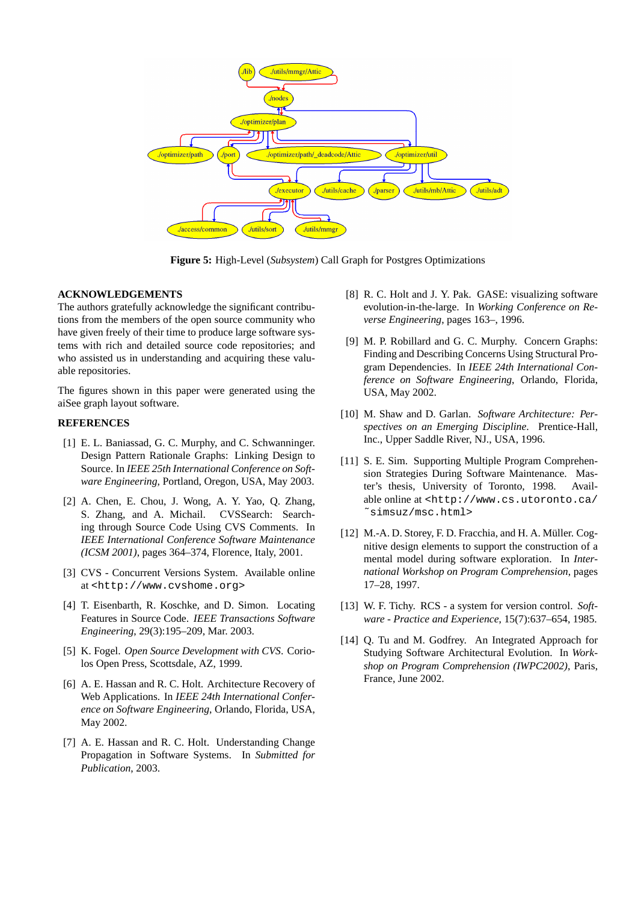./lib

./utils/mmgr/Attic

./nodes

./optimizer/plan

./optimizer/path

./port

./optimizer/path/_deadcode/Attic

./optimizer/util

./executor

./utils/cache

./parser

./utils/mb/Attic

./utils/adt

./access/common

./utils/sort

./utils/mmgr

**Figure 5:** High-Level (*Subsystem*) Call Graph for Postgres Optimizations

## ACKNOWLEDGEMENTS

The authors gratefully acknowledge the significant contributions from the members of the open source community who have given freely of their time to produce large software systems with rich and detailed source code repositories; and who assisted us in understanding and acquiring these valuable repositories.

The figures shown in this paper were generated using the aiSee graph layout software.

## REFERENCES

[1] E. L. Baniassad, G. C. Murphy, and C. Schwanninger. Design Pattern Rationale Graphs: Linking Design to Source. In *IEEE 25th International Conference on Software Engineering*, Portland, Oregon, USA, May 2003.

[2] A. Chen, E. Chou, J. Wong, A. Y. Yao, Q. Zhang, S. Zhang, and A. Michail. CVSSearch: Searching through Source Code Using CVS Comments. In *IEEE International Conference Software Maintenance (ICSM 2001)*, pages 364–374, Florence, Italy, 2001.

[3] CVS - Concurrent Versions System. Available online at `<http://www.cvshome.org>`

[4] T. Eisenbarth, R. Koschke, and D. Simon. Locating Features in Source Code. *IEEE Transactions Software Engineering*, 29(3):195–209, Mar. 2003.

[5] K. Fogel. *Open Source Development with CVS*. Coriolos Open Press, Scottsdale, AZ, 1999.

[6] A. E. Hassan and R. C. Holt. Architecture Recovery of Web Applications. In *IEEE 24th International Conference on Software Engineering*, Orlando, Florida, USA, May 2002.

[7] A. E. Hassan and R. C. Holt. Understanding Change Propagation in Software Systems. In *Submitted for Publication*, 2003.

[8] R. C. Holt and J. Y. Pak. GASE: visualizing software evolution-in-the-large. In *Working Conference on Reverse Engineering*, pages 163–, 1996.

[9] M. P. Robillard and G. C. Murphy. Concern Graphs: Finding and Describing Concerns Using Structural Program Dependencies. In *IEEE 24th International Conference on Software Engineering*, Orlando, Florida, USA, May 2002.

[10] M. Shaw and D. Garlan. *Software Architecture: Perspectives on an Emerging Discipline*. Prentice-Hall, Inc., Upper Saddle River, NJ., USA, 1996.

[11] S. E. Sim. Supporting Multiple Program Comprehension Strategies During Software Maintenance. Master's thesis, University of Toronto, 1998. Available online at `<http://www.cs.utoronto.ca/~simsuz/msc.html>`

[12] M.-A. D. Storey, F. D. Fracchia, and H. A. Müller. Cognitive design elements to support the construction of a mental model during software exploration. In *International Workshop on Program Comprehension*, pages 17–28, 1997.

[13] W. F. Tichy. RCS - a system for version control. *Software - Practice and Experience*, 15(7):637–654, 1985.

[14] Q. Tu and M. Godfrey. An Integrated Approach for Studying Software Architectural Evolution. In *Workshop on Program Comprehension (IWPC2002)*, Paris, France, June 2002.